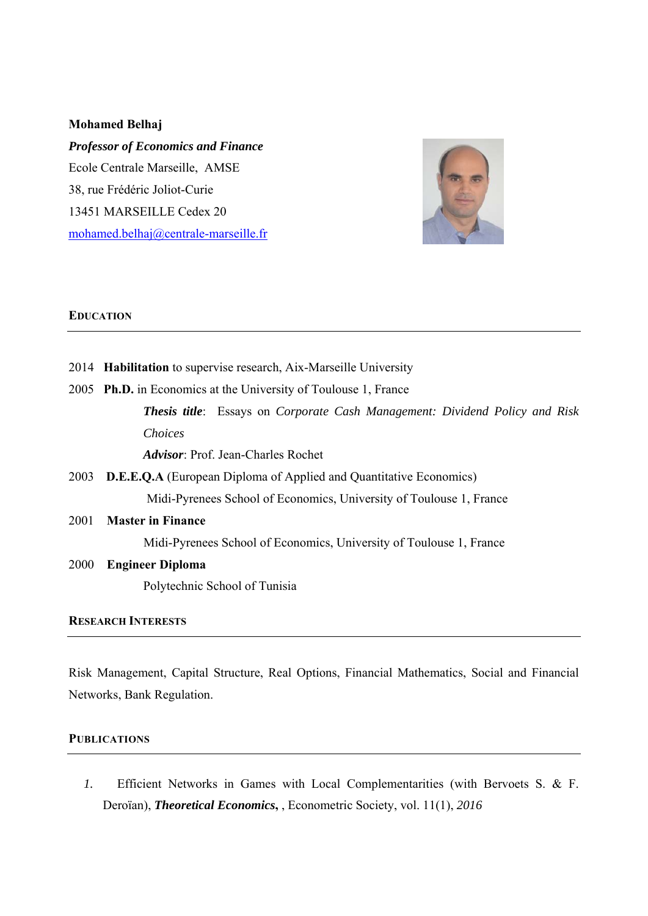**Mohamed Belhaj**

***Professor of Economics and Finance***

Ecole Centrale Marseille, AMSE

38, rue Frédéric Joliot-Curie

13451 MARSEILLE Cedex 20

[mohamed.belhaj@centrale-marseille.fr](mailto:mohamed.belhaj@centrale-marseille.fr)

## EDUCATION

2014 **Habilitation** to supervise research, Aix-Marseille University

2005 **Ph.D.** in Economics at the University of Toulouse 1, France

***Thesis title***: Essays on *Corporate Cash Management: Dividend Policy and Risk Choices*

***Advisor***: Prof. Jean-Charles Rochet

2003 **D.E.E.Q.A** (European Diploma of Applied and Quantitative Economics)

Midi-Pyrenees School of Economics, University of Toulouse 1, France

2001 **Master in Finance**

Midi-Pyrenees School of Economics, University of Toulouse 1, France

2000 **Engineer Diploma**

Polytechnic School of Tunisia

## RESEARCH INTERESTS

Risk Management, Capital Structure, Real Options, Financial Mathematics, Social and Financial Networks, Bank Regulation.

## PUBLICATIONS

1. Efficient Networks in Games with Local Complementarities (with Bervoets S. & F. Deroïan), ***Theoretical Economics,*** , Econometric Society, vol. 11(1), *2016*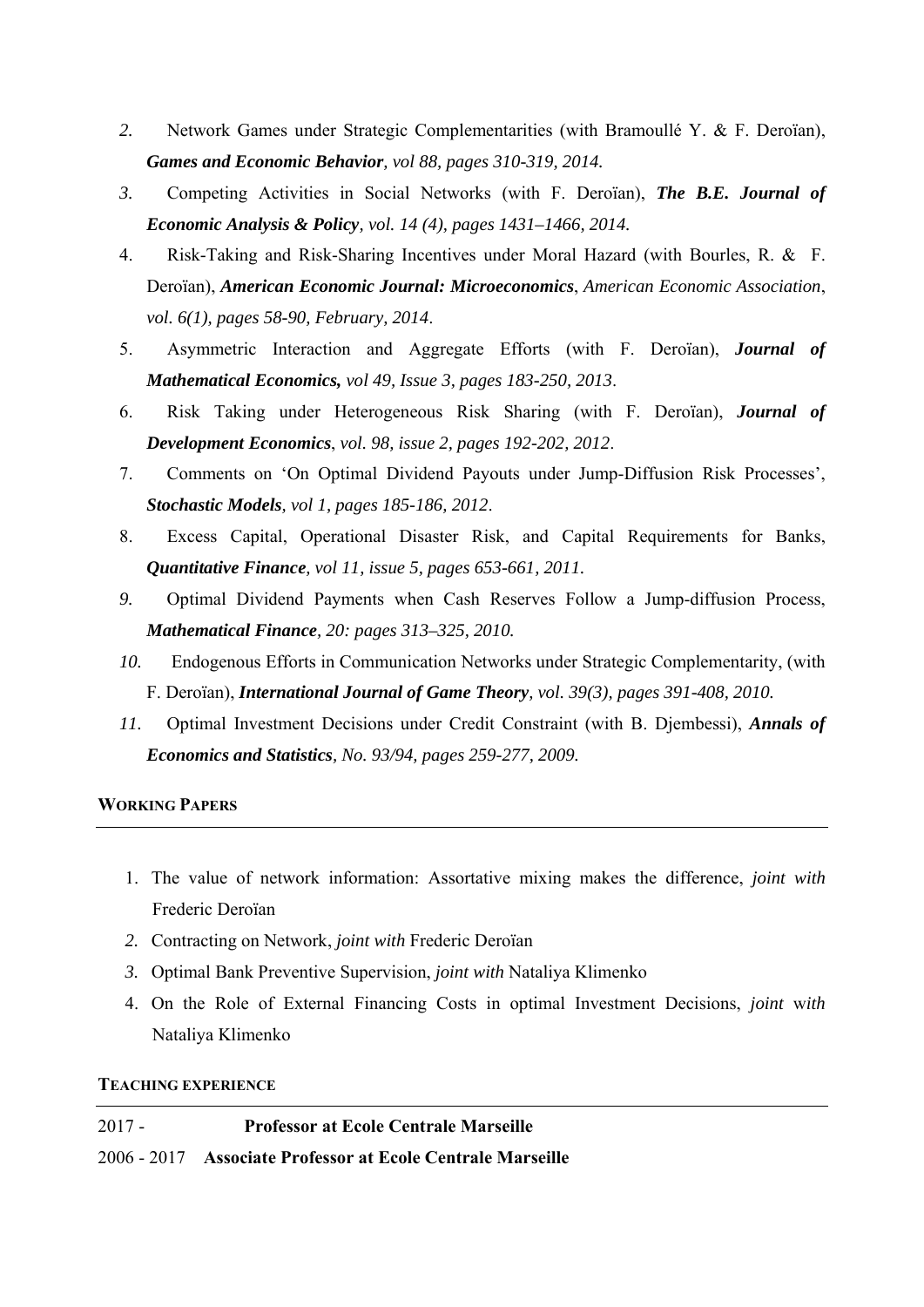2. Network Games under Strategic Complementarities (with Bramoullé Y. & F. Deroïan), ***Games and Economic Behavior****, vol 88, pages 310-319, 2014.*
3. Competing Activities in Social Networks (with F. Deroïan), ***The B.E. Journal of Economic Analysis & Policy****, vol. 14 (4), pages 1431–1466, 2014.*
4. Risk-Taking and Risk-Sharing Incentives under Moral Hazard (with Bourles, R. & F. Deroïan), ***American Economic Journal: Microeconomics***, *American Economic Association*, *vol. 6(1), pages 58-90, February, 2014*.
5. Asymmetric Interaction and Aggregate Efforts (with F. Deroïan), ***Journal of Mathematical Economics,*** *vol 49, Issue 3, pages 183-250, 2013*.
6. Risk Taking under Heterogeneous Risk Sharing (with F. Deroïan), ***Journal of Development Economics***, *vol. 98, issue 2, pages 192-202, 2012*.
7. Comments on 'On Optimal Dividend Payouts under Jump-Diffusion Risk Processes', ***Stochastic Models****, vol 1, pages 185-186, 2012*.
8. Excess Capital, Operational Disaster Risk, and Capital Requirements for Banks, ***Quantitative Finance****, vol 11, issue 5, pages 653-661, 2011.*
9. Optimal Dividend Payments when Cash Reserves Follow a Jump-diffusion Process, ***Mathematical Finance****, 20: pages 313–325, 2010.*
10. Endogenous Efforts in Communication Networks under Strategic Complementarity, (with F. Deroïan), ***International Journal of Game Theory****, vol. 39(3), pages 391-408, 2010.*
11. Optimal Investment Decisions under Credit Constraint (with B. Djembessi), ***Annals of Economics and Statistics****, No. 93/94, pages 259-277, 2009.*

## WORKING PAPERS

1. The value of network information: Assortative mixing makes the difference, *joint with* Frederic Deroïan
2. Contracting on Network, *joint with* Frederic Deroïan
3. Optimal Bank Preventive Supervision, *joint with* Nataliya Klimenko
4. On the Role of External Financing Costs in optimal Investment Decisions, *joint with* Nataliya Klimenko

## TEACHING EXPERIENCE

2017 - **Professor at Ecole Centrale Marseille**

2006 - 2017 **Associate Professor at Ecole Centrale Marseille**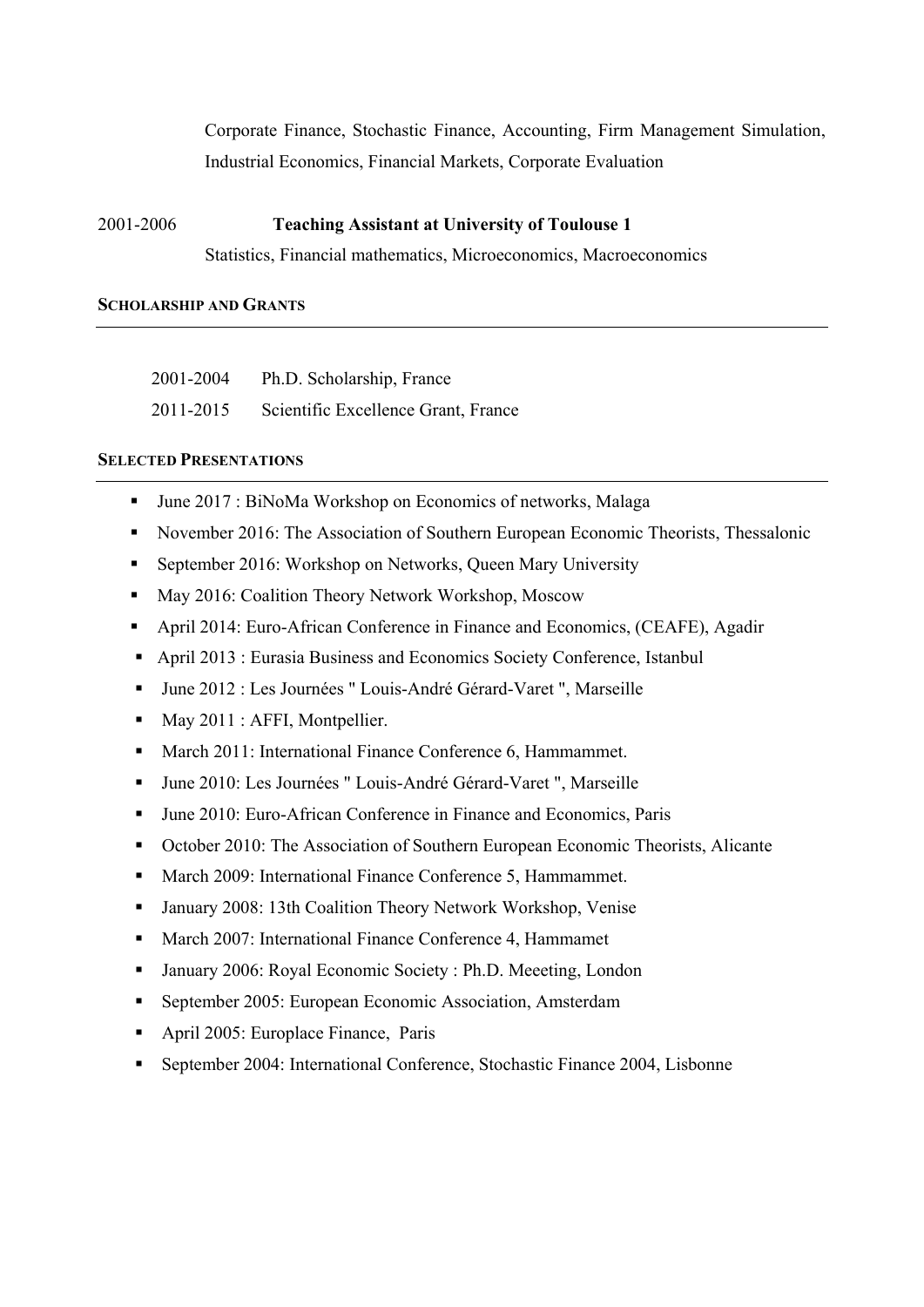Corporate Finance, Stochastic Finance, Accounting, Firm Management Simulation, Industrial Economics, Financial Markets, Corporate Evaluation

2001-2006 **Teaching Assistant at University of Toulouse 1**

Statistics, Financial mathematics, Microeconomics, Macroeconomics

## SCHOLARSHIP AND GRANTS

2001-2004 Ph.D. Scholarship, France

2011-2015 Scientific Excellence Grant, France

## SELECTED PRESENTATIONS

- June 2017 : BiNoMa Workshop on Economics of networks, Malaga
- November 2016: The Association of Southern European Economic Theorists, Thessalonic
- September 2016: Workshop on Networks, Queen Mary University
- May 2016: Coalition Theory Network Workshop, Moscow
- April 2014: Euro-African Conference in Finance and Economics, (CEAFE), Agadir
- April 2013 : Eurasia Business and Economics Society Conference, Istanbul
- June 2012 : Les Journées " Louis-André Gérard-Varet ", Marseille
- May 2011 : AFFI, Montpellier.
- March 2011: International Finance Conference 6, Hammammet.
- June 2010: Les Journées " Louis-André Gérard-Varet ", Marseille
- June 2010: Euro-African Conference in Finance and Economics, Paris
- October 2010: The Association of Southern European Economic Theorists, Alicante
- March 2009: International Finance Conference 5, Hammammet.
- January 2008: 13th Coalition Theory Network Workshop, Venise
- March 2007: International Finance Conference 4, Hammamet
- January 2006: Royal Economic Society : Ph.D. Meeeting, London
- September 2005: European Economic Association, Amsterdam
- April 2005: Europlace Finance, Paris
- September 2004: International Conference, Stochastic Finance 2004, Lisbonne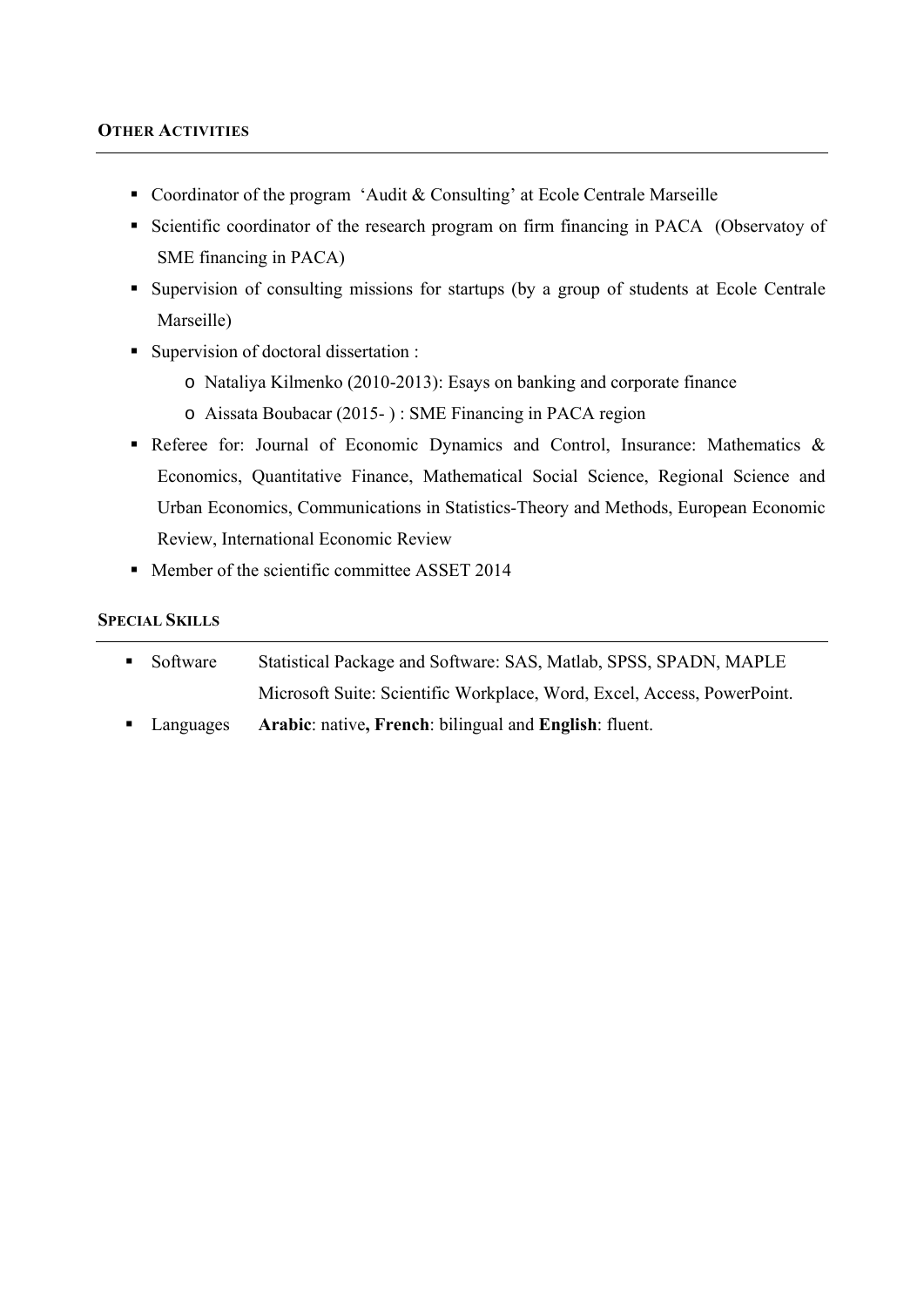## OTHER ACTIVITIES

- Coordinator of the program 'Audit & Consulting' at Ecole Centrale Marseille
- Scientific coordinator of the research program on firm financing in PACA (Observatoy of SME financing in PACA)
- Supervision of consulting missions for startups (by a group of students at Ecole Centrale Marseille)
- Supervision of doctoral dissertation :
  - Nataliya Kilmenko (2010-2013): Esays on banking and corporate finance
  - Aissata Boubacar (2015- ) : SME Financing in PACA region
- Referee for: Journal of Economic Dynamics and Control, Insurance: Mathematics & Economics, Quantitative Finance, Mathematical Social Science, Regional Science and Urban Economics, Communications in Statistics-Theory and Methods, European Economic Review, International Economic Review
- Member of the scientific committee ASSET 2014

## SPECIAL SKILLS

- Software — Statistical Package and Software: SAS, Matlab, SPSS, SPADN, MAPLE
  Microsoft Suite: Scientific Workplace, Word, Excel, Access, PowerPoint.
- Languages — **Arabic**: native**, French**: bilingual and **English**: fluent.